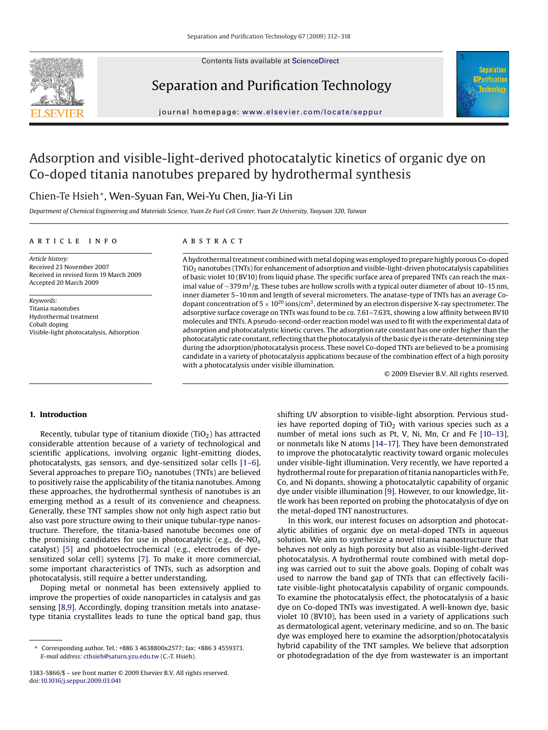# Adsorption and visible-light-derived photocatalytic kinetics of organic dye on Co-doped titania nanotubes prepared by hydrothermal synthesis

Chien-Te Hsieh*, Wen-Syuan Fan, Wei-Yu Chen, Jia-Yi Lin

*Department of Chemical Engineering and Materials Science, Yuan Ze Fuel Cell Center, Yuan Ze University, Taoyuan 320, Taiwan*

## ARTICLE INFO

*Article history:*
Received 23 November 2007
Received in revised form 19 March 2009
Accepted 20 March 2009

*Keywords:*
Titania nanotubes
Hydrothermal treatment
Cobalt doping
Visible-light photocatalysis, Adsorption

## ABSTRACT

A hydrothermal treatment combined with metal doping was employed to prepare highly porous Co-doped $TiO_2$ nanotubes (TNTs) for enhancement of adsorption and visible-light-driven photocatalysis capabilities of basic violet 10 (BV10) from liquid phase. The specific surface area of prepared TNTs can reach the maximal value of $\sim$379 $m^2/g$. These tubes are hollow scrolls with a typical outer diameter of about 10–15 nm, inner diameter 5–10 nm and length of several micrometers. The anatase-type of TNTs has an average Co-dopant concentration of $5 \times 10^{20}$ ions/$cm^3$, determined by an electron dispersive X-ray spectrometer. The adsorptive surface coverage on TNTs was found to be *ca.* 7.61–7.63%, showing a low affinity between BV10 molecules and TNTs. A pseudo-second-order reaction model was used to fit with the experimental data of adsorption and photocatalytic kinetic curves. The adsorption rate constant has one order higher than the photocatalytic rate constant, reflecting that the photocatalysis of the basic dye is the rate-determining step during the adsorption/photocatalysis process. These novel Co-doped TNTs are believed to be a promising candidate in a variety of photocatalysis applications because of the combination effect of a high porosity with a photocatalysis under visible illumination.

© 2009 Elsevier B.V. All rights reserved.

## 1. Introduction

Recently, tubular type of titanium dioxide ($TiO_2$) has attracted considerable attention because of a variety of technological and scientific applications, involving organic light-emitting diodes, photocatalysts, gas sensors, and dye-sensitized solar cells [1–6]. Several approaches to prepare $TiO_2$ nanotubes (TNTs) are believed to positively raise the applicability of the titania nanotubes. Among these approaches, the hydrothermal synthesis of nanotubes is an emerging method as a result of its convenience and cheapness. Generally, these TNT samples show not only high aspect ratio but also vast pore structure owing to their unique tubular-type nanostructure. Therefore, the titania-based nanotube becomes one of the promising candidates for use in photocatalytic (e.g., de-$NO_x$ catalyst) [5] and photoelectrochemical (e.g., electrodes of dye-sensitized solar cell) systems [7]. To make it more commercial, some important characteristics of TNTs, such as adsorption and photocatalysis, still require a better understanding.

Doping metal or nonmetal has been extensively applied to improve the properties of oxide nanoparticles in catalysis and gas sensing [8,9]. Accordingly, doping transition metals into anatase-type titania crystallites leads to tune the optical band gap, thus shifting UV absorption to visible-light absorption. Pervious studies have reported doping of $TiO_2$ with various species such as a number of metal ions such as Pt, V, Ni, Mn, Cr and Fe [10–13], or nonmetals like N atoms [14–17]. They have been demonstrated to improve the photocatalytic reactivity toward organic molecules under visible-light illumination. Very recently, we have reported a hydrothermal route for preparation of titania nanoparticles with Fe, Co, and Ni dopants, showing a photocatalytic capability of organic dye under visible illumination [9]. However, to our knowledge, little work has been reported on probing the photocatalysis of dye on the metal-doped TNT nanostructures.

In this work, our interest focuses on adsorption and photocatalytic abilities of organic dye on metal-doped TNTs in aqueous solution. We aim to synthesize a novel titania nanostructure that behaves not only as high porosity but also as visible-light-derived photocatalysis. A hydrothermal route combined with metal doping was carried out to suit the above goals. Doping of cobalt was used to narrow the band gap of TNTs that can effectively facilitate visible-light photocatalysis capability of organic compounds. To examine the photocatalysis effect, the photocatalysis of a basic dye on Co-doped TNTs was investigated. A well-known dye, basic violet 10 (BV10), has been used in a variety of applications such as dermatological agent, veterinary medicine, and so on. The basic dye was employed here to examine the adsorption/photocatalysis hybrid capability of the TNT samples. We believe that adsorption or photodegradation of the dye from wastewater is an important

\* Corresponding author. Tel.: +886 3 4638800x2577; fax: +886 3 4559373.
*E-mail address:* cthsieh@saturn.yzu.edu.tw (C.-T. Hsieh).

1383-5866/$ – see front matter © 2009 Elsevier B.V. All rights reserved.
doi:10.1016/j.seppur.2009.03.041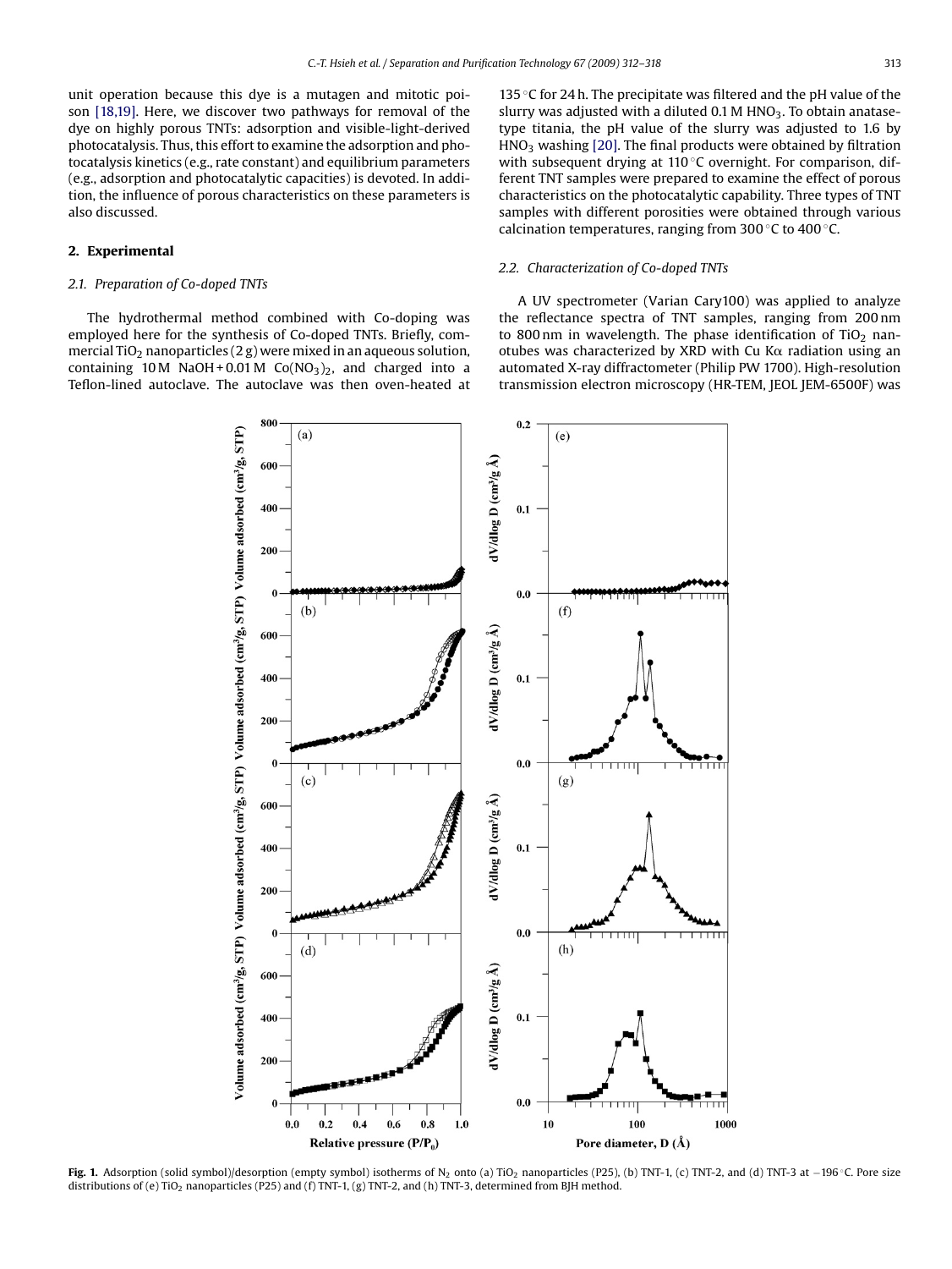unit operation because this dye is a mutagen and mitotic poison [18,19]. Here, we discover two pathways for removal of the dye on highly porous TNTs: adsorption and visible-light-derived photocatalysis. Thus, this effort to examine the adsorption and photocatalysis kinetics (e.g., rate constant) and equilibrium parameters (e.g., adsorption and photocatalytic capacities) is devoted. In addition, the influence of porous characteristics on these parameters is also discussed.

## 2. Experimental

### 2.1. Preparation of Co-doped TNTs

The hydrothermal method combined with Co-doping was employed here for the synthesis of Co-doped TNTs. Briefly, commercial $TiO_2$ nanoparticles (2 g) were mixed in an aqueous solution, containing 10 M NaOH + 0.01 M $Co(NO_3)_2$, and charged into a Teflon-lined autoclave. The autoclave was then oven-heated at 135 °C for 24 h. The precipitate was filtered and the pH value of the slurry was adjusted with a diluted 0.1 M $HNO_3$. To obtain anatase-type titania, the pH value of the slurry was adjusted to 1.6 by $HNO_3$ washing [20]. The final products were obtained by filtration with subsequent drying at 110 °C overnight. For comparison, different TNT samples were prepared to examine the effect of porous characteristics on the photocatalytic capability. Three types of TNT samples with different porosities were obtained through various calcination temperatures, ranging from 300 °C to 400 °C.

### 2.2. Characterization of Co-doped TNTs

A UV spectrometer (Varian Cary100) was applied to analyze the reflectance spectra of TNT samples, ranging from 200 nm to 800 nm in wavelength. The phase identification of $TiO_2$ nanotubes was characterized by XRD with Cu Kα radiation using an automated X-ray diffractometer (Philip PW 1700). High-resolution transmission electron microscopy (HR-TEM, JEOL JEM-6500F) was

**Fig. 1.** Adsorption (solid symbol)/desorption (empty symbol) isotherms of $N_2$ onto (a) $TiO_2$ nanoparticles (P25), (b) TNT-1, (c) TNT-2, and (d) TNT-3 at −196 °C. Pore size distributions of (e) $TiO_2$ nanoparticles (P25) and (f) TNT-1, (g) TNT-2, and (h) TNT-3, determined from BJH method.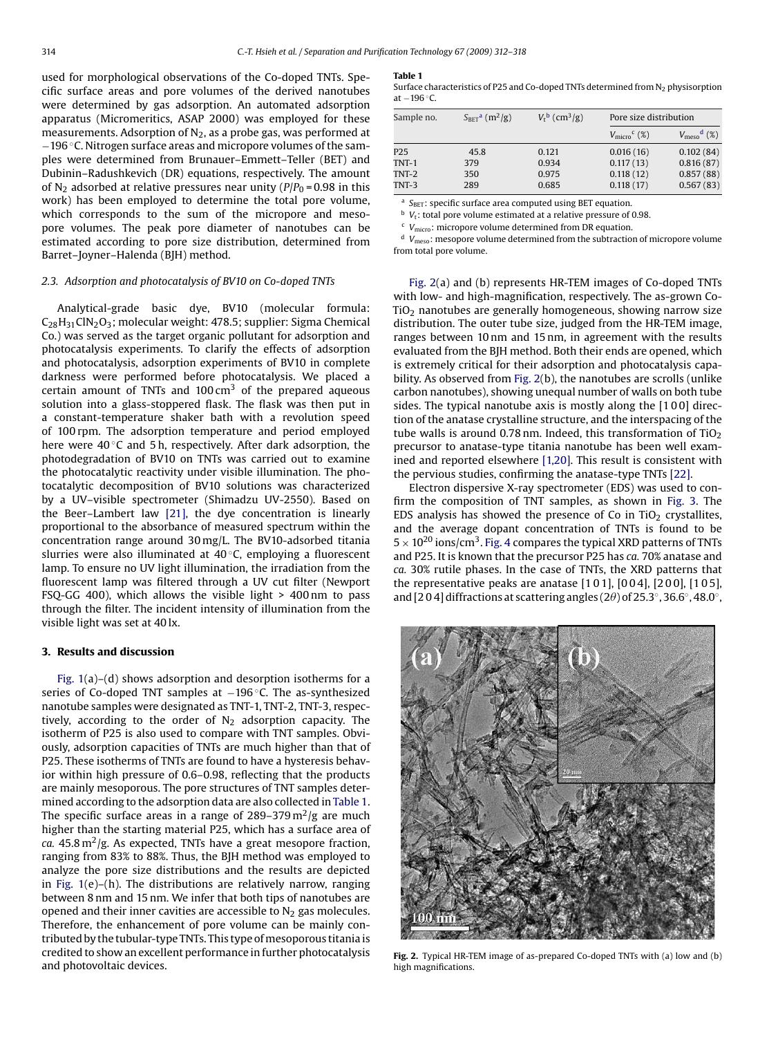used for morphological observations of the Co-doped TNTs. Specific surface areas and pore volumes of the derived nanotubes were determined by gas adsorption. An automated adsorption apparatus (Micromeritics, ASAP 2000) was employed for these measurements. Adsorption of $N_2$, as a probe gas, was performed at −196 °C. Nitrogen surface areas and micropore volumes of the samples were determined from Brunauer–Emmett–Teller (BET) and Dubinin–Radushkevich (DR) equations, respectively. The amount of $N_2$ adsorbed at relative pressures near unity ($P/P_0$ = 0.98 in this work) has been employed to determine the total pore volume, which corresponds to the sum of the micropore and mesopore volumes. The peak pore diameter of nanotubes can be estimated according to pore size distribution, determined from Barret–Joyner–Halenda (BJH) method.

### 2.3. Adsorption and photocatalysis of BV10 on Co-doped TNTs

Analytical-grade basic dye, BV10 (molecular formula: $C_{28}H_{31}ClN_2O_3$; molecular weight: 478.5; supplier: Sigma Chemical Co.) was served as the target organic pollutant for adsorption and photocatalysis experiments. To clarify the effects of adsorption and photocatalysis, adsorption experiments of BV10 in complete darkness were performed before photocatalysis. We placed a certain amount of TNTs and 100 $cm^3$ of the prepared aqueous solution into a glass-stoppered flask. The flask was then put in a constant-temperature shaker bath with a revolution speed of 100 rpm. The adsorption temperature and period employed here were 40 °C and 5 h, respectively. After dark adsorption, the photodegradation of BV10 on TNTs was carried out to examine the photocatalytic reactivity under visible illumination. The photocatalytic decomposition of BV10 solutions was characterized by a UV–visible spectrometer (Shimadzu UV-2550). Based on the Beer–Lambert law [21], the dye concentration is linearly proportional to the absorbance of measured spectrum within the concentration range around 30 mg/L. The BV10-adsorbed titania slurries were also illuminated at 40 °C, employing a fluorescent lamp. To ensure no UV light illumination, the irradiation from the fluorescent lamp was filtered through a UV cut filter (Newport FSQ-GG 400), which allows the visible light > 400 nm to pass through the filter. The incident intensity of illumination from the visible light was set at 40 lx.

## 3. Results and discussion

Fig. 1(a)–(d) shows adsorption and desorption isotherms for a series of Co-doped TNT samples at −196 °C. The as-synthesized nanotube samples were designated as TNT-1, TNT-2, TNT-3, respectively, according to the order of $N_2$ adsorption capacity. The isotherm of P25 is also used to compare with TNT samples. Obviously, adsorption capacities of TNTs are much higher than that of P25. These isotherms of TNTs are found to have a hysteresis behavior within high pressure of 0.6–0.98, reflecting that the products are mainly mesoporous. The pore structures of TNT samples determined according to the adsorption data are also collected in Table 1. The specific surface areas in a range of 289–379 $m^2/g$ are much higher than the starting material P25, which has a surface area of *ca.* 45.8 $m^2/g$. As expected, TNTs have a great mesopore fraction, ranging from 83% to 88%. Thus, the BJH method was employed to analyze the pore size distributions and the results are depicted in Fig. 1(e)–(h). The distributions are relatively narrow, ranging between 8 nm and 15 nm. We infer that both tips of nanotubes are opened and their inner cavities are accessible to $N_2$ gas molecules. Therefore, the enhancement of pore volume can be mainly contributed by the tubular-type TNTs. This type of mesoporous titania is credited to show an excellent performance in further photocatalysis and photovoltaic devices.

**Table 1**
Surface characteristics of P25 and Co-doped TNTs determined from $N_2$ physisorption at −196 °C.

| Sample no. | $S_{BET}$[a] ($m^2/g$) | $V_t$[b] ($cm^3/g$) | Pore size distribution | |
|---|---|---|---|---|
| | | | $V_{micro}$[c] (%) | $V_{meso}$[d] (%) |
| P25 | 45.8 | 0.121 | 0.016 (16) | 0.102 (84) |
| TNT-1 | 379 | 0.934 | 0.117 (13) | 0.816 (87) |
| TNT-2 | 350 | 0.975 | 0.118 (12) | 0.857 (88) |
| TNT-3 | 289 | 0.685 | 0.118 (17) | 0.567 (83) |

[a] $S_{BET}$: specific surface area computed using BET equation.
[b] $V_t$: total pore volume estimated at a relative pressure of 0.98.
[c] $V_{micro}$: micropore volume determined from DR equation.
[d] $V_{meso}$: mesopore volume determined from the subtraction of micropore volume from total pore volume.

Fig. 2(a) and (b) represents HR-TEM images of Co-doped TNTs with low- and high-magnification, respectively. The as-grown Co-$TiO_2$ nanotubes are generally homogeneous, showing narrow size distribution. The outer tube size, judged from the HR-TEM image, ranges between 10 nm and 15 nm, in agreement with the results evaluated from the BJH method. Both their ends are opened, which is extremely critical for their adsorption and photocatalysis capability. As observed from Fig. 2(b), the nanotubes are scrolls (unlike carbon nanotubes), showing unequal number of walls on both tube sides. The typical nanotube axis is mostly along the [1 0 0] direction of the anatase crystalline structure, and the interspacing of the tube walls is around 0.78 nm. Indeed, this transformation of $TiO_2$ precursor to anatase-type titania nanotube has been well examined and reported elsewhere [1,20]. This result is consistent with the pervious studies, confirming the anatase-type TNTs [22].

Electron dispersive X-ray spectrometer (EDS) was used to confirm the composition of TNT samples, as shown in Fig. 3. The EDS analysis has showed the presence of Co in $TiO_2$ crystallites, and the average dopant concentration of TNTs is found to be $5 \times 10^{20}$ ions/$cm^3$. Fig. 4 compares the typical XRD patterns of TNTs and P25. It is known that the precursor P25 has *ca.* 70% anatase and *ca.* 30% rutile phases. In the case of TNTs, the XRD patterns that the representative peaks are anatase [1 0 1], [0 0 4], [2 0 0], [1 0 5], and [2 0 4] diffractions at scattering angles (2$\theta$) of 25.3°, 36.6°, 48.0°,

**Fig. 2.** Typical HR-TEM image of as-prepared Co-doped TNTs with (a) low and (b) high magnifications.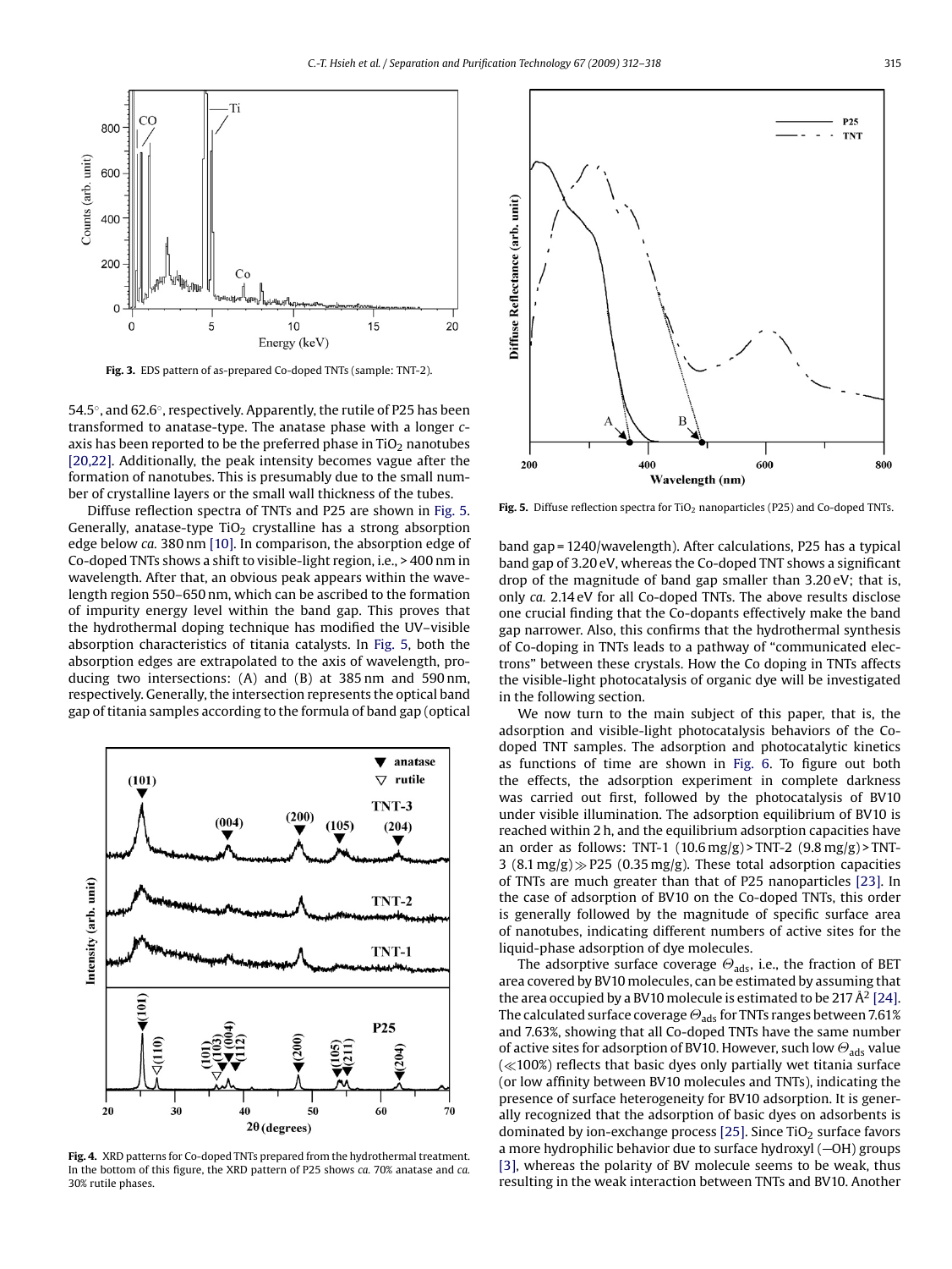Fig. 3. EDS pattern of as-prepared Co-doped TNTs (sample: TNT-2).

54.5°, and 62.6°, respectively. Apparently, the rutile of P25 has been transformed to anatase-type. The anatase phase with a longer *c*-axis has been reported to be the preferred phase in $TiO_2$ nanotubes [20,22]. Additionally, the peak intensity becomes vague after the formation of nanotubes. This is presumably due to the small number of crystalline layers or the small wall thickness of the tubes.

Diffuse reflection spectra of TNTs and P25 are shown in Fig. 5. Generally, anatase-type $TiO_2$ crystalline has a strong absorption edge below *ca.* 380 nm [10]. In comparison, the absorption edge of Co-doped TNTs shows a shift to visible-light region, i.e., > 400 nm in wavelength. After that, an obvious peak appears within the wavelength region 550–650 nm, which can be ascribed to the formation of impurity energy level within the band gap. This proves that the hydrothermal doping technique has modified the UV–visible absorption characteristics of titania catalysts. In Fig. 5, both the absorption edges are extrapolated to the axis of wavelength, producing two intersections: (A) and (B) at 385 nm and 590 nm, respectively. Generally, the intersection represents the optical band gap of titania samples according to the formula of band gap (optical band gap = 1240/wavelength). After calculations, P25 has a typical band gap of 3.20 eV, whereas the Co-doped TNT shows a significant drop of the magnitude of band gap smaller than 3.20 eV; that is, only *ca.* 2.14 eV for all Co-doped TNTs. The above results disclose one crucial finding that the Co-dopants effectively make the band gap narrower. Also, this confirms that the hydrothermal synthesis of Co-doping in TNTs leads to a pathway of "communicated electrons" between these crystals. How the Co doping in TNTs affects the visible-light photocatalysis of organic dye will be investigated in the following section.

Fig. 4. XRD patterns for Co-doped TNTs prepared from the hydrothermal treatment. In the bottom of this figure, the XRD pattern of P25 shows *ca.* 70% anatase and *ca.* 30% rutile phases.

Fig. 5. Diffuse reflection spectra for $TiO_2$ nanoparticles (P25) and Co-doped TNTs.

We now turn to the main subject of this paper, that is, the adsorption and visible-light photocatalysis behaviors of the Co-doped TNT samples. The adsorption and photocatalytic kinetics as functions of time are shown in Fig. 6. To figure out both the effects, the adsorption experiment in complete darkness was carried out first, followed by the photocatalysis of BV10 under visible illumination. The adsorption equilibrium of BV10 is reached within 2 h, and the equilibrium adsorption capacities have an order as follows: TNT-1 (10.6 mg/g) > TNT-2 (9.8 mg/g) > TNT-3 (8.1 mg/g) ≫ P25 (0.35 mg/g). These total adsorption capacities of TNTs are much greater than that of P25 nanoparticles [23]. In the case of adsorption of BV10 on the Co-doped TNTs, this order is generally followed by the magnitude of specific surface area of nanotubes, indicating different numbers of active sites for the liquid-phase adsorption of dye molecules.

The adsorptive surface coverage $\Theta_{ads}$, i.e., the fraction of BET area covered by BV10 molecules, can be estimated by assuming that the area occupied by a BV10 molecule is estimated to be 217 Å$^2$ [24]. The calculated surface coverage $\Theta_{ads}$ for TNTs ranges between 7.61% and 7.63%, showing that all Co-doped TNTs have the same number of active sites for adsorption of BV10. However, such low $\Theta_{ads}$ value (≪100%) reflects that basic dyes only partially wet titania surface (or low affinity between BV10 molecules and TNTs), indicating the presence of surface heterogeneity for BV10 adsorption. It is generally recognized that the adsorption of basic dyes on adsorbents is dominated by ion-exchange process [25]. Since $TiO_2$ surface favors a more hydrophilic behavior due to surface hydroxyl (—OH) groups [3], whereas the polarity of BV molecule seems to be weak, thus resulting in the weak interaction between TNTs and BV10. Another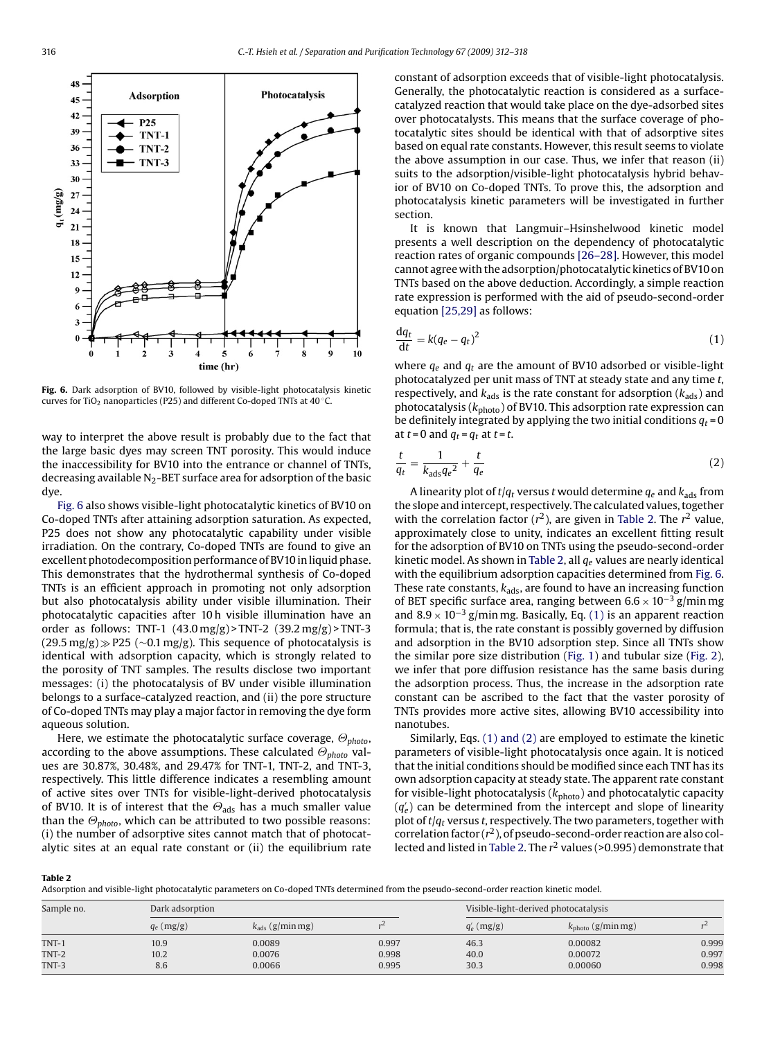**Fig. 6.** Dark adsorption of BV10, followed by visible-light photocatalysis kinetic curves for $TiO_2$ nanoparticles (P25) and different Co-doped TNTs at 40 °C.

way to interpret the above result is probably due to the fact that the large basic dyes may screen TNT porosity. This would induce the inaccessibility for BV10 into the entrance or channel of TNTs, decreasing available $N_2$-BET surface area for adsorption of the basic dye.

Fig. 6 also shows visible-light photocatalytic kinetics of BV10 on Co-doped TNTs after attaining adsorption saturation. As expected, P25 does not show any photocatalytic capability under visible irradiation. On the contrary, Co-doped TNTs are found to give an excellent photodecomposition performance of BV10 in liquid phase. This demonstrates that the hydrothermal synthesis of Co-doped TNTs is an efficient approach in promoting not only adsorption but also photocatalysis ability under visible illumination. Their photocatalytic capacities after 10 h visible illumination have an order as follows: TNT-1 (43.0 mg/g) > TNT-2 (39.2 mg/g) > TNT-3 (29.5 mg/g) ≫ P25 (~0.1 mg/g). This sequence of photocatalysis is identical with adsorption capacity, which is strongly related to the porosity of TNT samples. The results disclose two important messages: (i) the photocatalysis of BV under visible illumination belongs to a surface-catalyzed reaction, and (ii) the pore structure of Co-doped TNTs may play a major factor in removing the dye form aqueous solution.

Here, we estimate the photocatalytic surface coverage, $\Theta_{photo}$, according to the above assumptions. These calculated $\Theta_{photo}$ values are 30.87%, 30.48%, and 29.47% for TNT-1, TNT-2, and TNT-3, respectively. This little difference indicates a resembling amount of active sites over TNTs for visible-light-derived photocatalysis of BV10. It is of interest that the $\Theta_{ads}$ has a much smaller value than the $\Theta_{photo}$, which can be attributed to two possible reasons: (i) the number of adsorptive sites cannot match that of photocatalytic sites at an equal rate constant or (ii) the equilibrium rate constant of adsorption exceeds that of visible-light photocatalysis. Generally, the photocatalytic reaction is considered as a surface-catalyzed reaction that would take place on the dye-adsorbed sites over photocatalysts. This means that the surface coverage of photocatalytic sites should be identical with that of adsorptive sites based on equal rate constants. However, this result seems to violate the above assumption in our case. Thus, we infer that reason (ii) suits to the adsorption/visible-light photocatalysis hybrid behavior of BV10 on Co-doped TNTs. To prove this, the adsorption and photocatalysis kinetic parameters will be investigated in further section.

It is known that Langmuir–Hsinshelwood kinetic model presents a well description on the dependency of photocatalytic reaction rates of organic compounds [26–28]. However, this model cannot agree with the adsorption/photocatalytic kinetics of BV10 on TNTs based on the above deduction. Accordingly, a simple reaction rate expression is performed with the aid of pseudo-second-order equation [25,29] as follows:

$$\frac{dq_t}{dt} = k(q_e - q_t)^2 \tag{1}$$

where $q_e$ and $q_t$ are the amount of BV10 adsorbed or visible-light photocatalyzed per unit mass of TNT at steady state and any time $t$, respectively, and $k_{ads}$ is the rate constant for adsorption ($k_{ads}$) and photocatalysis ($k_{photo}$) of BV10. This adsorption rate expression can be definitely integrated by applying the two initial conditions $q_t = 0$ at $t = 0$ and $q_t = q_t$ at $t = t$.

$$\frac{t}{q_t} = \frac{1}{k_{ads} q_e^2} + \frac{t}{q_e} \tag{2}$$

A linearity plot of $t/q_t$ versus $t$ would determine $q_e$ and $k_{ads}$ from the slope and intercept, respectively. The calculated values, together with the correlation factor ($r^2$), are given in Table 2. The $r^2$ value, approximately close to unity, indicates an excellent fitting result for the adsorption of BV10 on TNTs using the pseudo-second-order kinetic model. As shown in Table 2, all $q_e$ values are nearly identical with the equilibrium adsorption capacities determined from Fig. 6. These rate constants, $k_{ads}$, are found to have an increasing function of BET specific surface area, ranging between $6.6 \times 10^{-3}$ g/min mg and $8.9 \times 10^{-3}$ g/min mg. Basically, Eq. (1) is an apparent reaction formula; that is, the rate constant is possibly governed by diffusion and adsorption in the BV10 adsorption step. Since all TNTs show the similar pore size distribution (Fig. 1) and tubular size (Fig. 2), we infer that pore diffusion resistance has the same basis during the adsorption process. Thus, the increase in the adsorption rate constant can be ascribed to the fact that the vaster porosity of TNTs provides more active sites, allowing BV10 accessibility into nanotubes.

Similarly, Eqs. (1) and (2) are employed to estimate the kinetic parameters of visible-light photocatalysis once again. It is noticed that the initial conditions should be modified since each TNT has its own adsorption capacity at steady state. The apparent rate constant for visible-light photocatalysis ($k_{photo}$) and photocatalytic capacity ($q_e'$) can be determined from the intercept and slope of linearity plot of $t/q_t$ versus $t$, respectively. The two parameters, together with correlation factor ($r^2$), of pseudo-second-order reaction are also collected and listed in Table 2. The $r^2$ values (>0.995) demonstrate that

**Table 2**
Adsorption and visible-light photocatalytic parameters on Co-doped TNTs determined from the pseudo-second-order reaction kinetic model.

| Sample no. | Dark adsorption | | | Visible-light-derived photocatalysis | | |
|---|---|---|---|---|---|---|
| | $q_e$ (mg/g) | $k_{ads}$ (g/min mg) | $r^2$ | $q_e'$ (mg/g) | $k_{photo}$ (g/min mg) | $r^2$ |
| TNT-1 | 10.9 | 0.0089 | 0.997 | 46.3 | 0.00082 | 0.999 |
| TNT-2 | 10.2 | 0.0076 | 0.998 | 40.0 | 0.00072 | 0.997 |
| TNT-3 | 8.6 | 0.0066 | 0.995 | 30.3 | 0.00060 | 0.998 |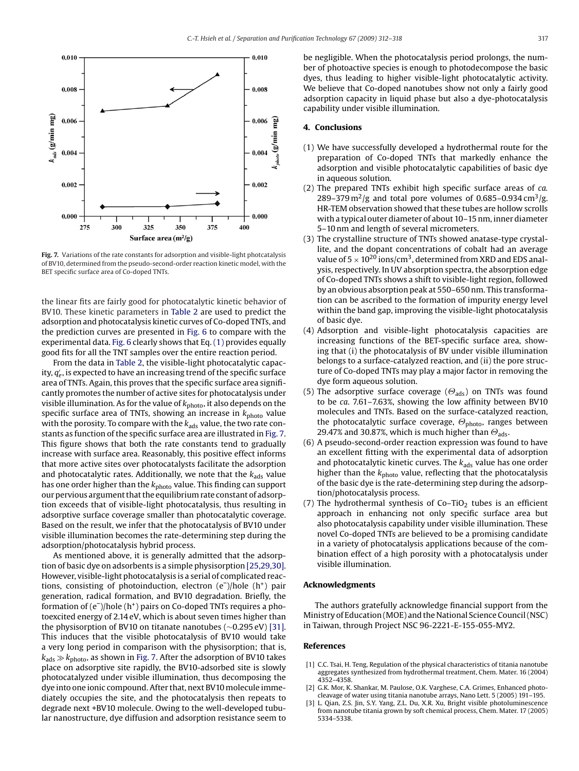Fig. 7. Variations of the rate constants for adsorption and visible-light photcatalysis of BV10, determined from the pseudo-second-order reaction kinetic model, with the BET specific surface area of Co-doped TNTs.

the linear fits are fairly good for photocatalytic kinetic behavior of BV10. These kinetic parameters in Table 2 are used to predict the adsorption and photocatalysis kinetic curves of Co-doped TNTs, and the prediction curves are presented in Fig. 6 to compare with the experimental data. Fig. 6 clearly shows that Eq. (1) provides equally good fits for all the TNT samples over the entire reaction period.

From the data in Table 2, the visible-light photocatalytic capacity, $q_e'$, is expected to have an increasing trend of the specific surface area of TNTs. Again, this proves that the specific surface area significantly promotes the number of active sites for photocatalysis under visible illumination. As for the value of $k_{photo}$, it also depends on the specific surface area of TNTs, showing an increase in $k_{photo}$ value with the porosity. To compare with the $k_{ads}$ value, the two rate constants as function of the specific surface area are illustrated in Fig. 7. This figure shows that both the rate constants tend to gradually increase with surface area. Reasonably, this positive effect informs that more active sites over photocatalysts facilitate the adsorption and photocatalytic rates. Additionally, we note that the $k_{ads}$ value has one order higher than the $k_{photo}$ value. This finding can support our pervious argument that the equilibrium rate constant of adsorption exceeds that of visible-light photocatalysis, thus resulting in adsorptive surface coverage smaller than photocatalytic coverage. Based on the result, we infer that the photocatalysis of BV10 under visible illumination becomes the rate-determining step during the adsorption/photocatalysis hybrid process.

As mentioned above, it is generally admitted that the adsorption of basic dye on adsorbents is a simple physisorption [25,29,30]. However, visible-light photocatalysis is a serial of complicated reactions, consisting of photoinduction, electron ($e^-$)/hole ($h^+$) pair generation, radical formation, and BV10 degradation. Briefly, the formation of ($e^-$)/hole ($h^+$) pairs on Co-doped TNTs requires a photoexcited energy of 2.14 eV, which is about seven times higher than the physisorption of BV10 on titanate nanotubes (~0.295 eV) [31]. This induces that the visible photocatalysis of BV10 would take a very long period in comparison with the physisorption; that is, $k_{ads} \gg k_{photo}$, as shown in Fig. 7. After the adsorption of BV10 takes place on adsorptive site rapidly, the BV10-adsorbed site is slowly photocatalyzed under visible illumination, thus decomposing the dye into one ionic compound. After that, next BV10 molecule immediately occupies the site, and the photocatalysis then repeats to degrade next +BV10 molecule. Owing to the well-developed tubular nanostructure, dye diffusion and adsorption resistance seem to be negligible. When the photocatalysis period prolongs, the number of photoactive species is enough to photodecompose the basic dyes, thus leading to higher visible-light photocatalytic activity. We believe that Co-doped nanotubes show not only a fairly good adsorption capacity in liquid phase but also a dye-photocatalysis capability under visible illumination.

## 4. Conclusions

(1) We have successfully developed a hydrothermal route for the preparation of Co-doped TNTs that markedly enhance the adsorption and visible photocatalytic capabilities of basic dye in aqueous solution.

(2) The prepared TNTs exhibit high specific surface areas of *ca.* 289–379 $m^2/g$ and total pore volumes of 0.685–0.934 $cm^3/g$. HR-TEM observation showed that these tubes are hollow scrolls with a typical outer diameter of about 10–15 nm, inner diameter 5–10 nm and length of several micrometers.

(3) The crystalline structure of TNTs showed anatase-type crystallite, and the dopant concentrations of cobalt had an average value of $5 \times 10^{20}$ ions/$cm^3$, determined from XRD and EDS analysis, respectively. In UV absorption spectra, the absorption edge of Co-doped TNTs shows a shift to visible-light region, followed by an obvious absorption peak at 550–650 nm. This transformation can be ascribed to the formation of impurity energy level within the band gap, improving the visible-light photocatalysis of basic dye.

(4) Adsorption and visible-light photocatalysis capacities are increasing functions of the BET-specific surface area, showing that (i) the photocatalysis of BV under visible illumination belongs to a surface-catalyzed reaction, and (ii) the pore structure of Co-doped TNTs may play a major factor in removing the dye form aqueous solution.

(5) The adsorptive surface coverage ($\Theta_{ads}$) on TNTs was found to be *ca.* 7.61–7.63%, showing the low affinity between BV10 molecules and TNTs. Based on the surface-catalyzed reaction, the photocatalytic surface coverage, $\Theta_{photo}$, ranges between 29.47% and 30.87%, which is much higher than $\Theta_{ads}$.

(6) A pseudo-second-order reaction expression was found to have an excellent fitting with the experimental data of adsorption and photocatalytic kinetic curves. The $k_{ads}$ value has one order higher than the $k_{photo}$ value, reflecting that the photocatalysis of the basic dye is the rate-determining step during the adsorption/photocatalysis process.

(7) The hydrothermal synthesis of Co–$TiO_2$ tubes is an efficient approach in enhancing not only specific surface area but also photocatalysis capability under visible illumination. These novel Co-doped TNTs are believed to be a promising candidate in a variety of photocatalysis applications because of the combination effect of a high porosity with a photocatalysis under visible illumination.

## Acknowledgments

The authors gratefully acknowledge financial support from the Ministry of Education (MOE) and the National Science Council (NSC) in Taiwan, through Project NSC 96-2221-E-155-055-MY2.

## References

[1] C.C. Tsai, H. Teng, Regulation of the physical characteristics of titania nanotube aggregates synthesized from hydrothermal treatment, Chem. Mater. 16 (2004) 4352–4358.

[2] G.K. Mor, K. Shankar, M. Paulose, O.K. Varghese, C.A. Grimes, Enhanced photocleavage of water using titania nanotube arrays, Nano Lett. 5 (2005) 191–195.

[3] L. Qian, Z.S. Jin, S.Y. Yang, Z.L. Du, X.R. Xu, Bright visible photoluminescence from nanotube titania grown by soft chemical process, Chem. Mater. 17 (2005) 5334–5338.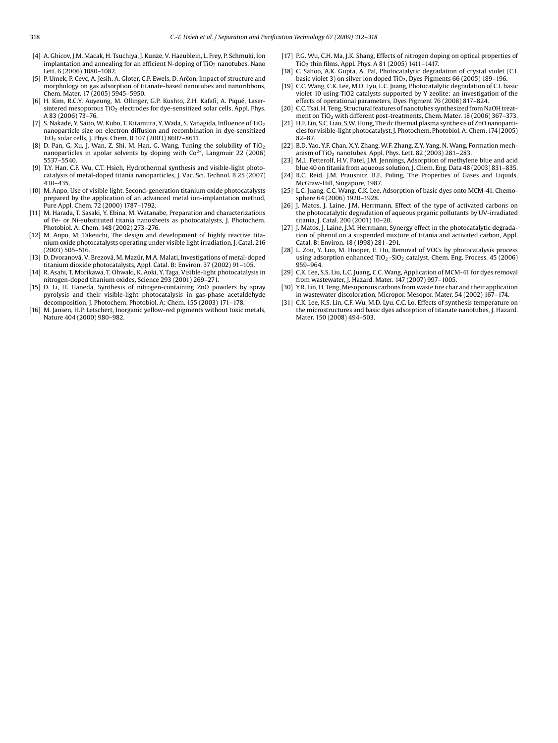[4] A. Ghicov, J.M. Macak, H. Tsuchiya, J. Kunze, V. Haeublein, L. Frey, P. Schmuki, Ion implantation and annealing for an efficient N-doping of $TiO_2$ nanotubes, Nano Lett. 6 (2006) 1080–1082.

[5] P. Umek, P. Cevc, A. Jesih, A. Gloter, C.P. Ewels, D. Arčon, Impact of structure and morphology on gas adsorption of titanate-based nanotubes and nanoribbons, Chem. Mater. 17 (2005) 5945–5950.

[6] H. Kim, R.C.Y. Auyeung, M. Ollinger, G.P. Kushto, Z.H. Kafafi, A. Piqué, Laser-sintered mesoporous $TiO_2$ electrodes for dye-sensitized solar cells, Appl. Phys. A 83 (2006) 73–76.

[7] S. Nakade, Y. Saito, W. Kubo, T. Kitamura, Y. Wada, S. Yanagida, Influence of $TiO_2$ nanoparticle size on electron diffusion and recombination in dye-sensitized $TiO_2$ solar cells, J. Phys. Chem. B 107 (2003) 8607–8611.

[8] D. Pan, G. Xu, J. Wan, Z. Shi, M. Han, G. Wang, Tuning the solubility of $TiO_2$ nanoparticles in apolar solvents by doping with $Co^{2+}$, Langmuir 22 (2006) 5537–5540.

[9] T.Y. Han, C.F. Wu, C.T. Hsieh, Hydrothermal synthesis and visible-light photocatalysis of metal-doped titania nanoparticles, J. Vac. Sci. Technol. B 25 (2007) 430–435.

[10] M. Anpo, Use of visible light. Second-generation titanium oxide photocatalysts prepared by the application of an advanced metal ion-implantation method, Pure Appl. Chem. 72 (2000) 1787–1792.

[11] M. Harada, T. Sasaki, Y. Ebina, M. Watanabe, Preparation and characterizations of Fe- or Ni-substituted titania nanosheets as photocatalysts, J. Photochem. Photobiol. A: Chem. 148 (2002) 273–276.

[12] M. Anpo, M. Takeuchi, The design and development of highly reactive titanium oxide photocatalysts operating under visible light irradiation, J. Catal. 216 (2003) 505–516.

[13] D. Dvoranová, V. Brezová, M. Mazúr, M.A. Malati, Investigations of metal-doped titanium dioxide photocatalysts, Appl. Catal. B: Environ. 37 (2002) 91–105.

[14] R. Asahi, T. Morikawa, T. Ohwaki, K. Aoki, Y. Taga, Visible-light photocatalysis in nitrogen-doped titanium oxides, Science 293 (2001) 269–271.

[15] D. Li, H. Haneda, Synthesis of nitrogen-containing ZnO powders by spray pyrolysis and their visible-light photocatalysis in gas-phase acetaldehyde decomposition, J. Photochem. Photobiol. A: Chem. 155 (2003) 171–178.

[16] M. Jansen, H.P. Letschert, Inorganic yellow-red pigments without toxic metals, Nature 404 (2000) 980–982.

[17] P.G. Wu, C.H. Ma, J.K. Shang, Effects of nitrogen doping on optical properties of $TiO_2$ thin films, Appl. Phys. A 81 (2005) 1411–1417.

[18] C. Sahoo, A.K. Gupta, A. Pal, Photocatalytic degradation of crystal violet (C.I. basic violet 3) on silver ion doped $TiO_2$, Dyes Pigments 66 (2005) 189–196.

[19] C.C. Wang, C.K. Lee, M.D. Lyu, L.C. Juang, Photocatalytic degradation of C.I. basic violet 10 using TiO2 catalysts supported by Y zeolite: an investigation of the effects of operational parameters, Dyes Pigment 76 (2008) 817–824.

[20] C.C. Tsai, H. Teng, Structural features of nanotubes synthesized from NaOH treatment on $TiO_2$ with different post-treatments, Chem. Mater. 18 (2006) 367–373.

[21] H.F. Lin, S.C. Liao, S.W. Hung, The dc thermal plasma synthesis of ZnO nanoparticles for visible-light photocatalyst, J. Photochem. Photobiol. A: Chem. 174 (2005) 82–87.

[22] B.D. Yao, Y.F. Chan, X.Y. Zhang, W.F. Zhang, Z.Y. Yang, N. Wang, Formation mechanism of $TiO_2$ nanotubes, Appl. Phys. Lett. 82 (2003) 281–283.

[23] M.L. Fetterolf, H.V. Patel, J.M. Jennings, Adsorption of methylene blue and acid blue 40 on titania from aqueous solution, J. Chem. Eng. Data 48 (2003) 831–835.

[24] R.C. Reid, J.M. Prausnitz, B.E. Poling, The Properties of Gases and Liquids, McGraw-Hill, Singapore, 1987.

[25] L.C. Juang, C.C. Wang, C.K. Lee, Adsorption of basic dyes onto MCM-41, Chemosphere 64 (2006) 1920–1928.

[26] J. Matos, J. Laine, J.M. Herrmann, Effect of the type of activated carbons on the photocatalytic degradation of aqueous prganic pollutants by UV-irradiated titania, J. Catal. 200 (2001) 10–20.

[27] J. Matos, J. Laine, J.M. Herrmann, Synergy effect in the photocatalytic degradation of phenol on a suspended mixture of titania and activated carbon, Appl. Catal. B: Environ. 18 (1998) 281–291.

[28] L. Zou, Y. Luo, M. Hooper, E. Hu, Removal of VOCs by photocatalysis process using adsorption enhanced $TiO_2$–$SiO_2$ catalyst, Chem. Eng. Process. 45 (2006) 959–964.

[29] C.K. Lee, S.S. Liu, L.C. Juang, C.C. Wang, Application of MCM-41 for dyes removal from wastewater, J. Hazard. Mater. 147 (2007) 997–1005.

[30] Y.R. Lin, H. Teng, Mesoporous carbons from waste tire char and their application in wastewater discoloration, Micropor. Mesopor. Mater. 54 (2002) 167–174.

[31] C.K. Lee, K.S. Lin, C.F. Wu, M.D. Lyu, C.C. Lo, Effects of synthesis temperature on the microstructures and basic dyes adsorption of titanate nanotubes, J. Hazard. Mater. 150 (2008) 494–503.